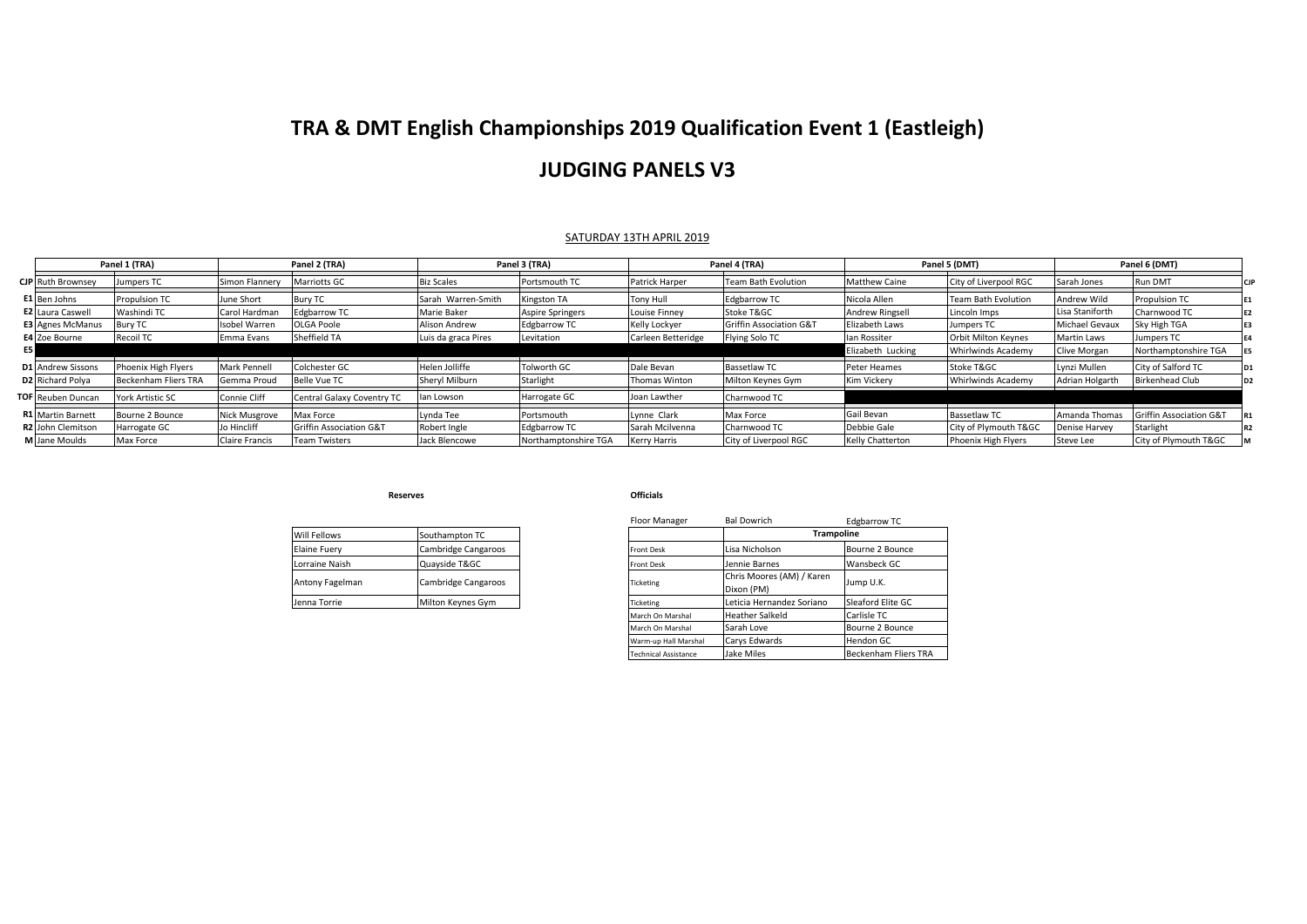# TRA & DMT English Championships 2019 Qualification Event 1 (Eastleigh)

## JUDGING PANELS V3

SATURDAY 13TH APRIL 2019

| | Panel 1 (TRA) | | Panel 2 (TRA) | | Panel 3 (TRA) | | Panel 4 (TRA) | | Panel 5 (DMT) | | Panel 6 (DMT) | | |
|---|---|---|---|---|---|---|---|---|---|---|---|---|---|
| **CJP** | Ruth Brownsey | Jumpers TC | Simon Flannery | Marriotts GC | Biz Scales | Portsmouth TC | Patrick Harper | Team Bath Evolution | Matthew Caine | City of Liverpool RGC | Sarah Jones | Run DMT | **CJP** |
| **E1** | Ben Johns | Propulsion TC | June Short | Bury TC | Sarah Warren-Smith | Kingston TA | Tony Hull | Edgbarrow TC | Nicola Allen | Team Bath Evolution | Andrew Wild | Propulsion TC | **E1** |
| **E2** | Laura Caswell | Washindi TC | Carol Hardman | Edgbarrow TC | Marie Baker | Aspire Springers | Louise Finney | Stoke T&GC | Andrew Ringsell | Lincoln Imps | Lisa Staniforth | Charnwood TC | **E2** |
| **E3** | Agnes McManus | Bury TC | Isobel Warren | OLGA Poole | Alison Andrew | Edgbarrow TC | Kelly Lockyer | Griffin Association G&T | Elizabeth Laws | Jumpers TC | Michael Gevaux | Sky High TGA | **E3** |
| **E4** | Zoe Bourne | Recoil TC | Emma Evans | Sheffield TA | Luis da graca Pires | Levitation | Carleen Betteridge | Flying Solo TC | Ian Rossiter | Orbit Milton Keynes | Martin Laws | Jumpers TC | **E4** |
| **E5** | | | | | | | | | Elizabeth Lucking | Whirlwinds Academy | Clive Morgan | Northamptonshire TGA | **E5** |
| **D1** | Andrew Sissons | Phoenix High Flyers | Mark Pennell | Colchester GC | Helen Jolliffe | Tolworth GC | Dale Bevan | Bassetlaw TC | Peter Heames | Stoke T&GC | Lynzi Mullen | City of Salford TC | **D1** |
| **D2** | Richard Polya | Beckenham Fliers TRA | Gemma Proud | Belle Vue TC | Sheryl Milburn | Starlight | Thomas Winton | Milton Keynes Gym | Kim Vickery | Whirlwinds Academy | Adrian Holgarth | Birkenhead Club | **D2** |
| **TOF** | Reuben Duncan | York Artistic SC | Connie Cliff | Central Galaxy Coventry TC | Ian Lowson | Harrogate GC | Joan Lawther | Charnwood TC | | | | | |
| **R1** | Martin Barnett | Bourne 2 Bounce | Nick Musgrove | Max Force | Lynda Tee | Portsmouth | Lynne Clark | Max Force | Gail Bevan | Bassetlaw TC | Amanda Thomas | Griffin Association G&T | **R1** |
| **R2** | John Clemitson | Harrogate GC | Jo Hincliff | Griffin Association G&T | Robert Ingle | Edgbarrow TC | Sarah Mcilvenna | Charnwood TC | Debbie Gale | City of Plymouth T&GC | Denise Harvey | Starlight | **R2** |
| **M** | Jane Moulds | Max Force | Claire Francis | Team Twisters | Jack Blencowe | Northamptonshire TGA | Kerry Harris | City of Liverpool RGC | Kelly Chatterton | Phoenix High Flyers | Steve Lee | City of Plymouth T&GC | **M** |

**Reserves**

| | |
|---|---|
| Will Fellows | Southampton TC |
| Elaine Fuery | Cambridge Cangaroos |
| Lorraine Naish | Quayside T&GC |
| Antony Fagelman | Cambridge Cangaroos |
| Jenna Torrie | Milton Keynes Gym |

**Officials**

| Floor Manager | Bal Dowrich | Edgbarrow TC |
|---|---|---|
| | **Trampoline** | |
| Front Desk | Lisa Nicholson | Bourne 2 Bounce |
| Front Desk | Jennie Barnes | Wansbeck GC |
| Ticketing | Chris Moores (AM) / Karen Dixon (PM) | Jump U.K. |
| Ticketing | Leticia Hernandez Soriano | Sleaford Elite GC |
| March On Marshal | Heather Salkeld | Carlisle TC |
| March On Marshal | Sarah Love | Bourne 2 Bounce |
| Warm-up Hall Marshal | Carys Edwards | Hendon GC |
| Technical Assistance | Jake Miles | Beckenham Fliers TRA |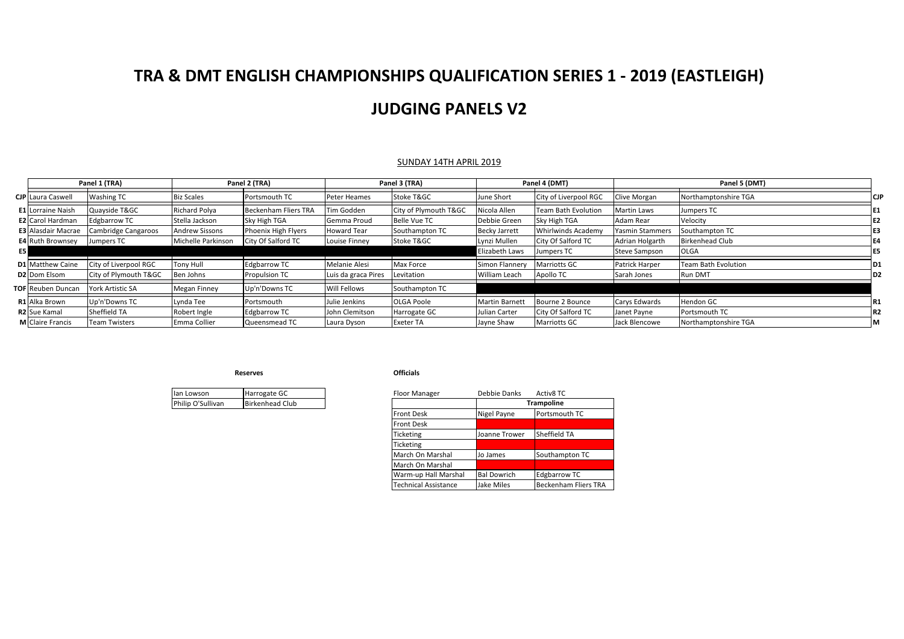# TRA & DMT ENGLISH CHAMPIONSHIPS QUALIFICATION SERIES 1 - 2019 (EASTLEIGH)

## JUDGING PANELS V2

SUNDAY 14TH APRIL 2019

| | Panel 1 (TRA) | | Panel 2 (TRA) | | Panel 3 (TRA) | | Panel 4 (DMT) | | Panel 5 (DMT) | | |
|---|---|---|---|---|---|---|---|---|---|---|---|
| **CJP** | Laura Caswell | Washing TC | Biz Scales | Portsmouth TC | Peter Heames | Stoke T&GC | June Short | City of Liverpool RGC | Clive Morgan | Northamptonshire TGA | **CJP** |
| **E1** | Lorraine Naish | Quayside T&GC | Richard Polya | Beckenham Fliers TRA | Tim Godden | City of Plymouth T&GC | Nicola Allen | Team Bath Evolution | Martin Laws | Jumpers TC | **E1** |
| **E2** | Carol Hardman | Edgbarrow TC | Stella Jackson | Sky High TGA | Gemma Proud | Belle Vue TC | Debbie Green | Sky High TGA | Adam Rear | Velocity | **E2** |
| **E3** | Alasdair Macrae | Cambridge Cangaroos | Andrew Sissons | Phoenix High Flyers | Howard Tear | Southampton TC | Becky Jarrett | Whirlwinds Academy | Yasmin Stammers | Southampton TC | **E3** |
| **E4** | Ruth Brownsey | Jumpers TC | Michelle Parkinson | City Of Salford TC | Louise Finney | Stoke T&GC | Lynzi Mullen | City Of Salford TC | Adrian Holgarth | Birkenhead Club | **E4** |
| **E5** | | | | | | | Elizabeth Laws | Jumpers TC | Steve Sampson | OLGA | **E5** |
| **D1** | Matthew Caine | City of Liverpool RGC | Tony Hull | Edgbarrow TC | Melanie Alesi | Max Force | Simon Flannery | Marriotts GC | Patrick Harper | Team Bath Evolution | **D1** |
| **D2** | Dom Elsom | City of Plymouth T&GC | Ben Johns | Propulsion TC | Luis da graca Pires | Levitation | William Leach | Apollo TC | Sarah Jones | Run DMT | **D2** |
| **TOF** | Reuben Duncan | York Artistic SA | Megan Finney | Up'n'Downs TC | Will Fellows | Southampton TC | | | | | |
| **R1** | Alka Brown | Up'n'Downs TC | Lynda Tee | Portsmouth | Julie Jenkins | OLGA Poole | Martin Barnett | Bourne 2 Bounce | Carys Edwards | Hendon GC | **R1** |
| **R2** | Sue Kamal | Sheffield TA | Robert Ingle | Edgbarrow TC | John Clemitson | Harrogate GC | Julian Carter | City Of Salford TC | Janet Payne | Portsmouth TC | **R2** |
| **M** | Claire Francis | Team Twisters | Emma Collier | Queensmead TC | Laura Dyson | Exeter TA | Jayne Shaw | Marriotts GC | Jack Blencowe | Northamptonshire TGA | **M** |

**Reserves**

| | |
|---|---|
| Ian Lowson | Harrogate GC |
| Philip O'Sullivan | Birkenhead Club |

**Officials**

| | | |
|---|---|---|
| Floor Manager | Debbie Danks | Activ8 TC |
| | **Trampoline** | |
| Front Desk | Nigel Payne | Portsmouth TC |
| Front Desk | | |
| Ticketing | Joanne Trower | Sheffield TA |
| Ticketing | | |
| March On Marshal | Jo James | Southampton TC |
| March On Marshal | | |
| Warm-up Hall Marshal | Bal Dowrich | Edgbarrow TC |
| Technical Assistance | Jake Miles | Beckenham Fliers TRA |